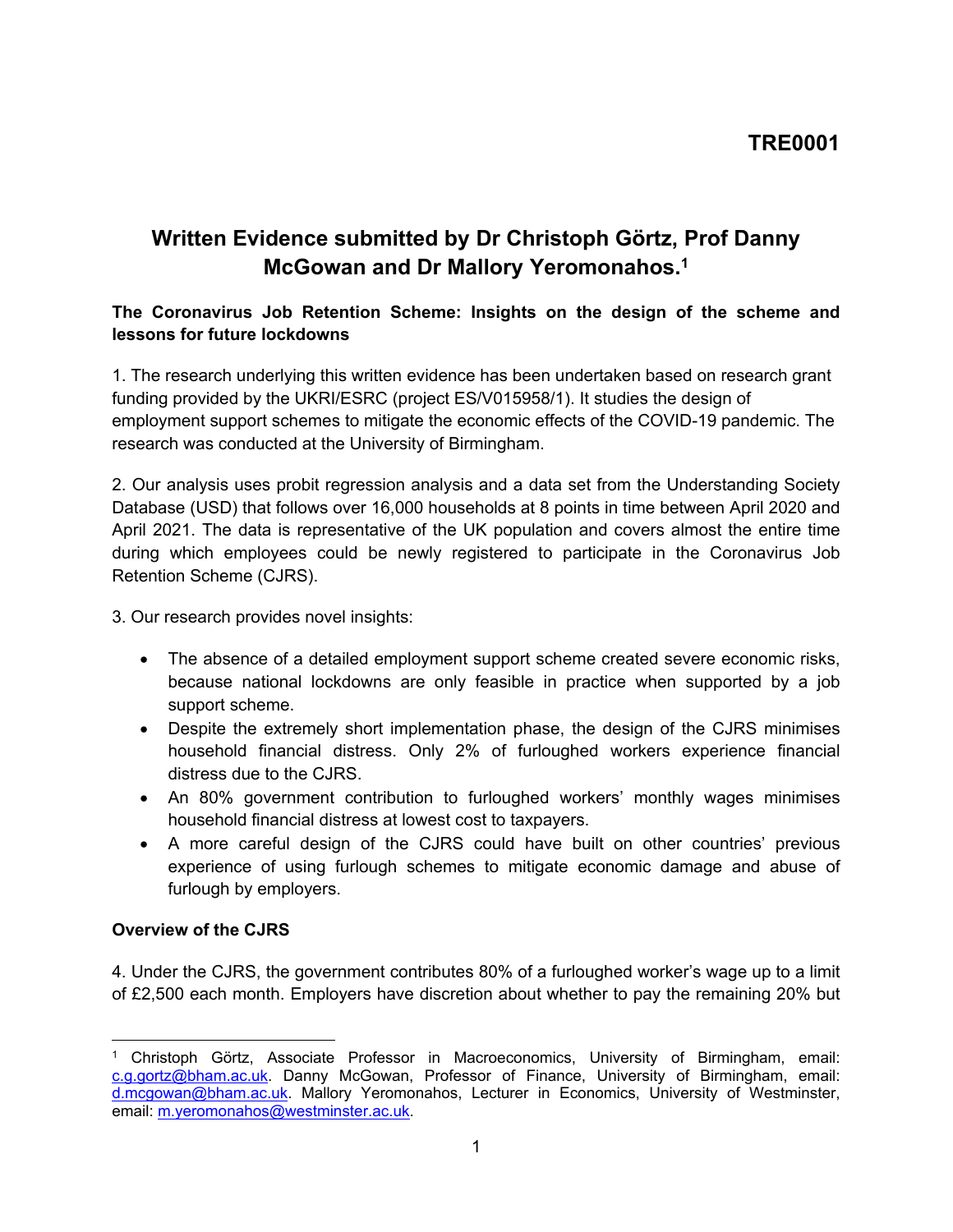**TRE0001**

# Written Evidence submitted by Dr Christoph Görtz, Prof Danny McGowan and Dr Mallory Yeromonahos.[1]

**The Coronavirus Job Retention Scheme: Insights on the design of the scheme and lessons for future lockdowns**

1. The research underlying this written evidence has been undertaken based on research grant funding provided by the UKRI/ESRC (project ES/V015958/1). It studies the design of employment support schemes to mitigate the economic effects of the COVID-19 pandemic. The research was conducted at the University of Birmingham.

2. Our analysis uses probit regression analysis and a data set from the Understanding Society Database (USD) that follows over 16,000 households at 8 points in time between April 2020 and April 2021. The data is representative of the UK population and covers almost the entire time during which employees could be newly registered to participate in the Coronavirus Job Retention Scheme (CJRS).

3. Our research provides novel insights:

- The absence of a detailed employment support scheme created severe economic risks, because national lockdowns are only feasible in practice when supported by a job support scheme.
- Despite the extremely short implementation phase, the design of the CJRS minimises household financial distress. Only 2% of furloughed workers experience financial distress due to the CJRS.
- An 80% government contribution to furloughed workers' monthly wages minimises household financial distress at lowest cost to taxpayers.
- A more careful design of the CJRS could have built on other countries' previous experience of using furlough schemes to mitigate economic damage and abuse of furlough by employers.

**Overview of the CJRS**

4. Under the CJRS, the government contributes 80% of a furloughed worker's wage up to a limit of £2,500 each month. Employers have discretion about whether to pay the remaining 20% but

[1] Christoph Görtz, Associate Professor in Macroeconomics, University of Birmingham, email: c.g.gortz@bham.ac.uk. Danny McGowan, Professor of Finance, University of Birmingham, email: d.mcgowan@bham.ac.uk. Mallory Yeromonahos, Lecturer in Economics, University of Westminster, email: m.yeromonahos@westminster.ac.uk.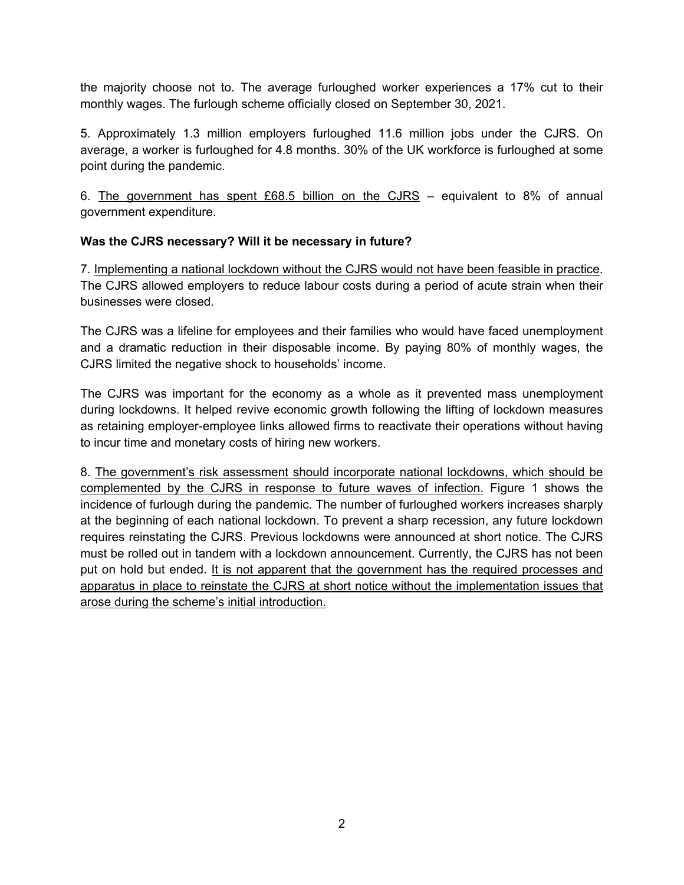the majority choose not to. The average furloughed worker experiences a 17% cut to their monthly wages. The furlough scheme officially closed on September 30, 2021.

5. Approximately 1.3 million employers furloughed 11.6 million jobs under the CJRS. On average, a worker is furloughed for 4.8 months. 30% of the UK workforce is furloughed at some point during the pandemic.

6. <u>The government has spent £68.5 billion on the CJRS</u> – equivalent to 8% of annual government expenditure.

**Was the CJRS necessary? Will it be necessary in future?**

7. <u>Implementing a national lockdown without the CJRS would not have been feasible in practice</u>. The CJRS allowed employers to reduce labour costs during a period of acute strain when their businesses were closed.

The CJRS was a lifeline for employees and their families who would have faced unemployment and a dramatic reduction in their disposable income. By paying 80% of monthly wages, the CJRS limited the negative shock to households' income.

The CJRS was important for the economy as a whole as it prevented mass unemployment during lockdowns. It helped revive economic growth following the lifting of lockdown measures as retaining employer-employee links allowed firms to reactivate their operations without having to incur time and monetary costs of hiring new workers.

8. <u>The government's risk assessment should incorporate national lockdowns, which should be complemented by the CJRS in response to future waves of infection.</u> Figure 1 shows the incidence of furlough during the pandemic. The number of furloughed workers increases sharply at the beginning of each national lockdown. To prevent a sharp recession, any future lockdown requires reinstating the CJRS. Previous lockdowns were announced at short notice. The CJRS must be rolled out in tandem with a lockdown announcement. Currently, the CJRS has not been put on hold but ended. <u>It is not apparent that the government has the required processes and apparatus in place to reinstate the CJRS at short notice without the implementation issues that arose during the scheme's initial introduction.</u>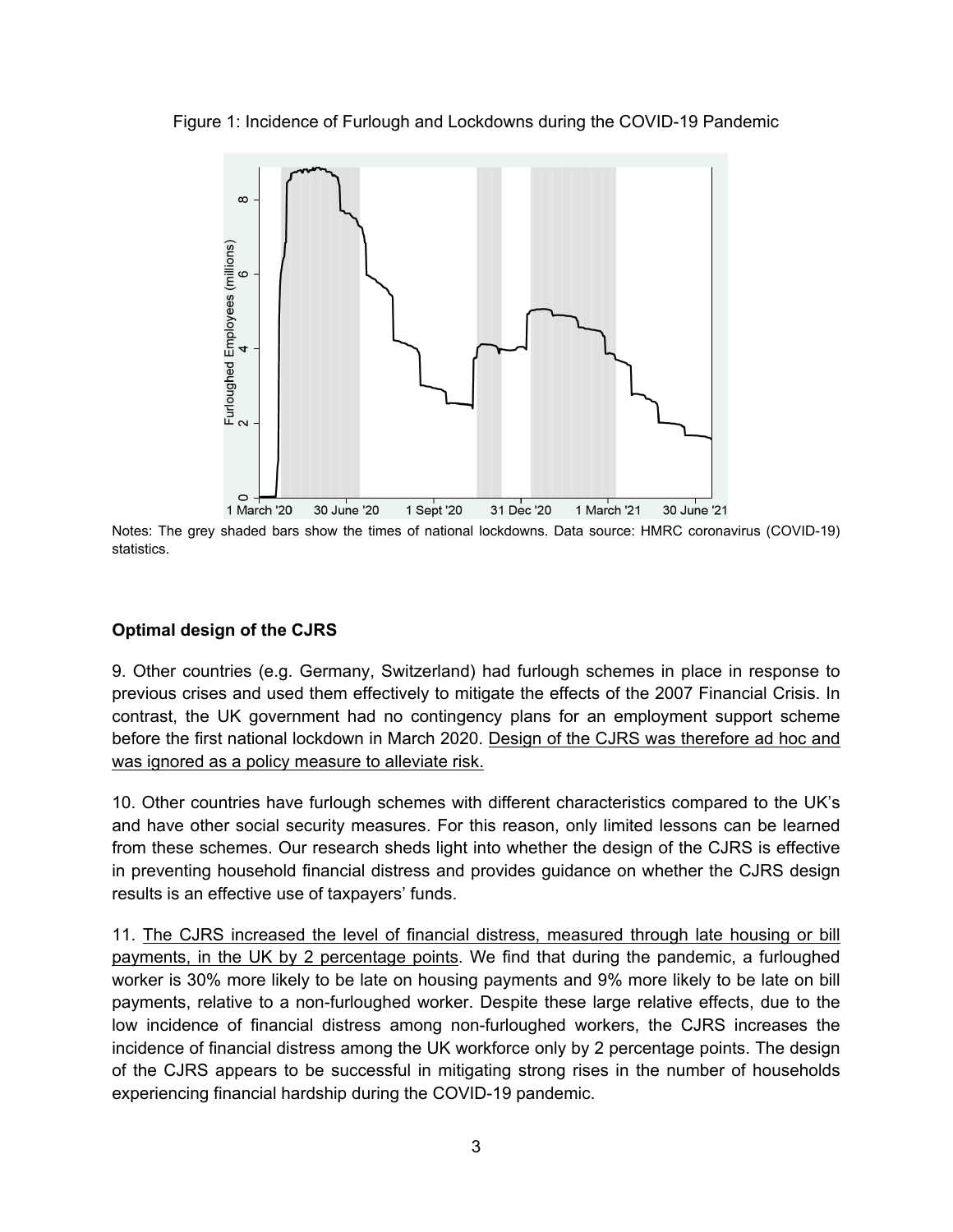Figure 1: Incidence of Furlough and Lockdowns during the COVID-19 Pandemic

Notes: The grey shaded bars show the times of national lockdowns. Data source: HMRC coronavirus (COVID-19) statistics.

**Optimal design of the CJRS**

9. Other countries (e.g. Germany, Switzerland) had furlough schemes in place in response to previous crises and used them effectively to mitigate the effects of the 2007 Financial Crisis. In contrast, the UK government had no contingency plans for an employment support scheme before the first national lockdown in March 2020. Design of the CJRS was therefore ad hoc and was ignored as a policy measure to alleviate risk.

10. Other countries have furlough schemes with different characteristics compared to the UK's and have other social security measures. For this reason, only limited lessons can be learned from these schemes. Our research sheds light into whether the design of the CJRS is effective in preventing household financial distress and provides guidance on whether the CJRS design results is an effective use of taxpayers' funds.

11. The CJRS increased the level of financial distress, measured through late housing or bill payments, in the UK by 2 percentage points. We find that during the pandemic, a furloughed worker is 30% more likely to be late on housing payments and 9% more likely to be late on bill payments, relative to a non-furloughed worker. Despite these large relative effects, due to the low incidence of financial distress among non-furloughed workers, the CJRS increases the incidence of financial distress among the UK workforce only by 2 percentage points. The design of the CJRS appears to be successful in mitigating strong rises in the number of households experiencing financial hardship during the COVID-19 pandemic.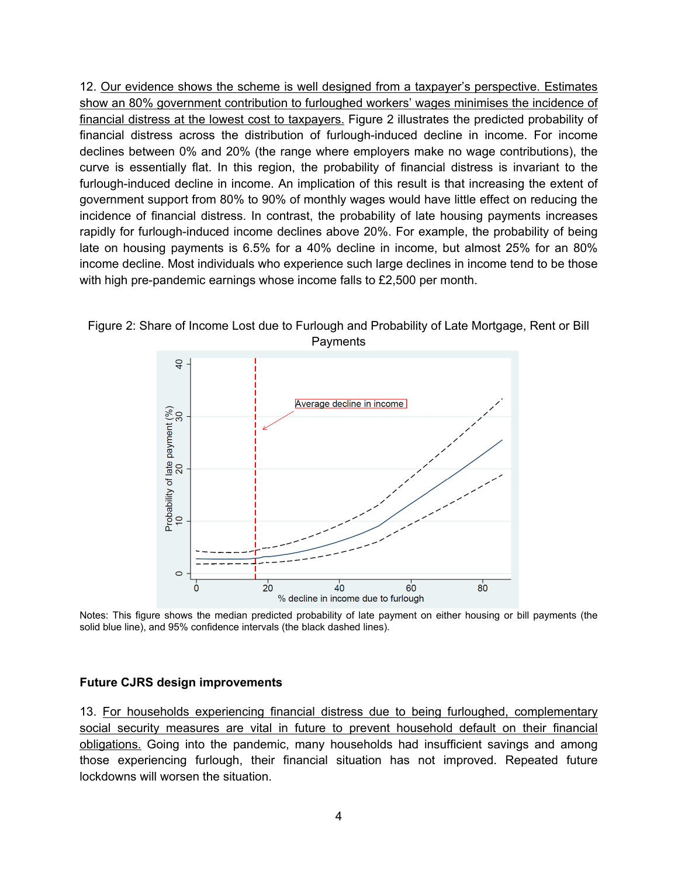12. Our evidence shows the scheme is well designed from a taxpayer's perspective. Estimates show an 80% government contribution to furloughed workers' wages minimises the incidence of financial distress at the lowest cost to taxpayers. Figure 2 illustrates the predicted probability of financial distress across the distribution of furlough-induced decline in income. For income declines between 0% and 20% (the range where employers make no wage contributions), the curve is essentially flat. In this region, the probability of financial distress is invariant to the furlough-induced decline in income. An implication of this result is that increasing the extent of government support from 80% to 90% of monthly wages would have little effect on reducing the incidence of financial distress. In contrast, the probability of late housing payments increases rapidly for furlough-induced income declines above 20%. For example, the probability of being late on housing payments is 6.5% for a 40% decline in income, but almost 25% for an 80% income decline. Most individuals who experience such large declines in income tend to be those with high pre-pandemic earnings whose income falls to £2,500 per month.

Figure 2: Share of Income Lost due to Furlough and Probability of Late Mortgage, Rent or Bill Payments

Notes: This figure shows the median predicted probability of late payment on either housing or bill payments (the solid blue line), and 95% confidence intervals (the black dashed lines).

### Future CJRS design improvements

13. For households experiencing financial distress due to being furloughed, complementary social security measures are vital in future to prevent household default on their financial obligations. Going into the pandemic, many households had insufficient savings and among those experiencing furlough, their financial situation has not improved. Repeated future lockdowns will worsen the situation.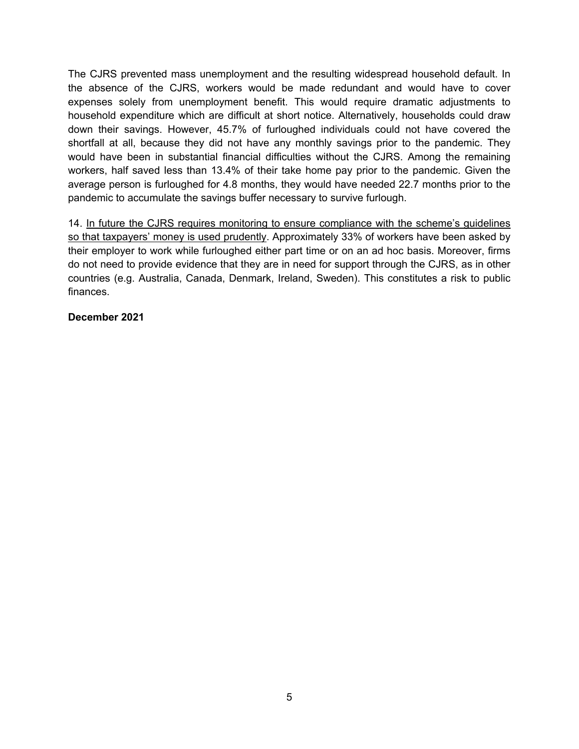The CJRS prevented mass unemployment and the resulting widespread household default. In the absence of the CJRS, workers would be made redundant and would have to cover expenses solely from unemployment benefit. This would require dramatic adjustments to household expenditure which are difficult at short notice. Alternatively, households could draw down their savings. However, 45.7% of furloughed individuals could not have covered the shortfall at all, because they did not have any monthly savings prior to the pandemic. They would have been in substantial financial difficulties without the CJRS. Among the remaining workers, half saved less than 13.4% of their take home pay prior to the pandemic. Given the average person is furloughed for 4.8 months, they would have needed 22.7 months prior to the pandemic to accumulate the savings buffer necessary to survive furlough.

14. <u>In future the CJRS requires monitoring to ensure compliance with the scheme's guidelines so that taxpayers' money is used prudently</u>. Approximately 33% of workers have been asked by their employer to work while furloughed either part time or on an ad hoc basis. Moreover, firms do not need to provide evidence that they are in need for support through the CJRS, as in other countries (e.g. Australia, Canada, Denmark, Ireland, Sweden). This constitutes a risk to public finances.

**December 2021**